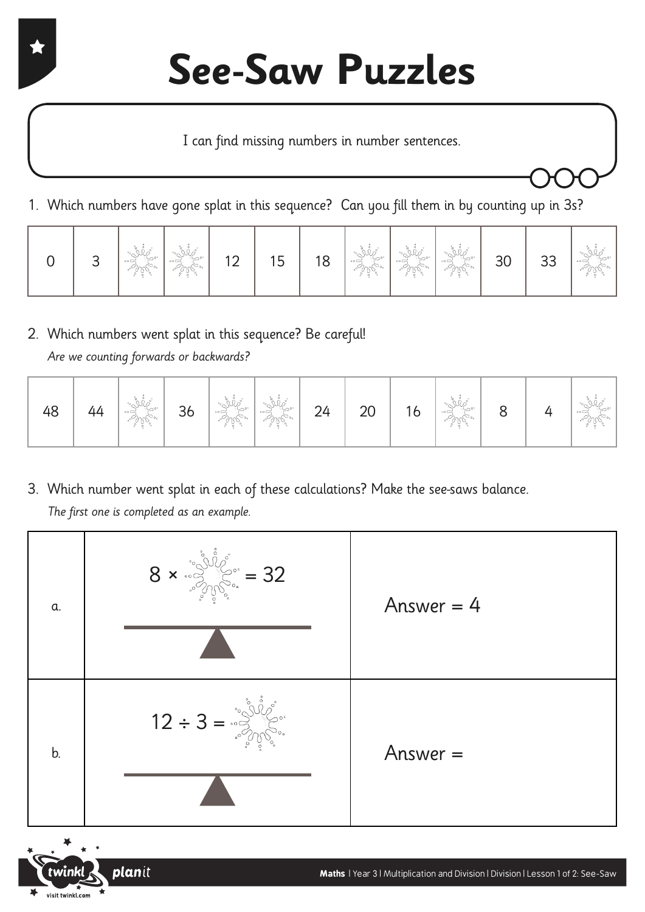# See-Saw Puzzles

I can find missing numbers in number sentences.

1. Which numbers have gone splat in this sequence? Can you fill them in by counting up in 3s?

| 0 | 3 | | | 12 | 15 | 18 | | | | 30 | 33 | |
|---|---|---|---|---|---|---|---|---|---|---|---|---|

2. Which numbers went splat in this sequence? Be careful!
   *Are we counting forwards or backwards?*

| 48 | 44 | | 36 | | | 24 | 20 | 16 | | 8 | 4 | |
|---|---|---|---|---|---|---|---|---|---|---|---|---|

3. Which number went splat in each of these calculations? Make the see-saws balance.
   *The first one is completed as an example.*

| | | |
|---|---|---|
| a. | 8 × ___ = 32 | Answer = 4 |
| b. | 12 ÷ 3 = ___ | Answer = |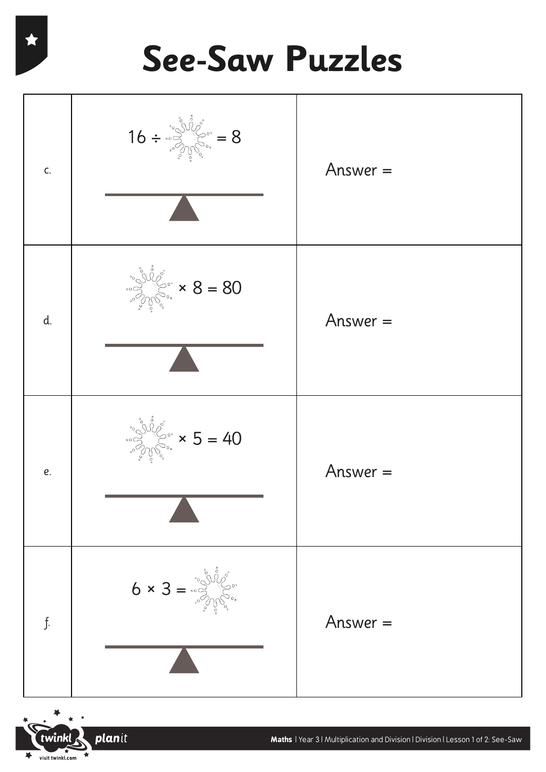# See-Saw Puzzles

| | | |
|---|---|---|
| c. | $16 \div$ ☼ $= 8$ | Answer = |
| d. | ☼ $\times 8 = 80$ | Answer = |
| e. | ☼ $\times 5 = 40$ | Answer = |
| f. | $6 \times 3 =$ ☼ | Answer = |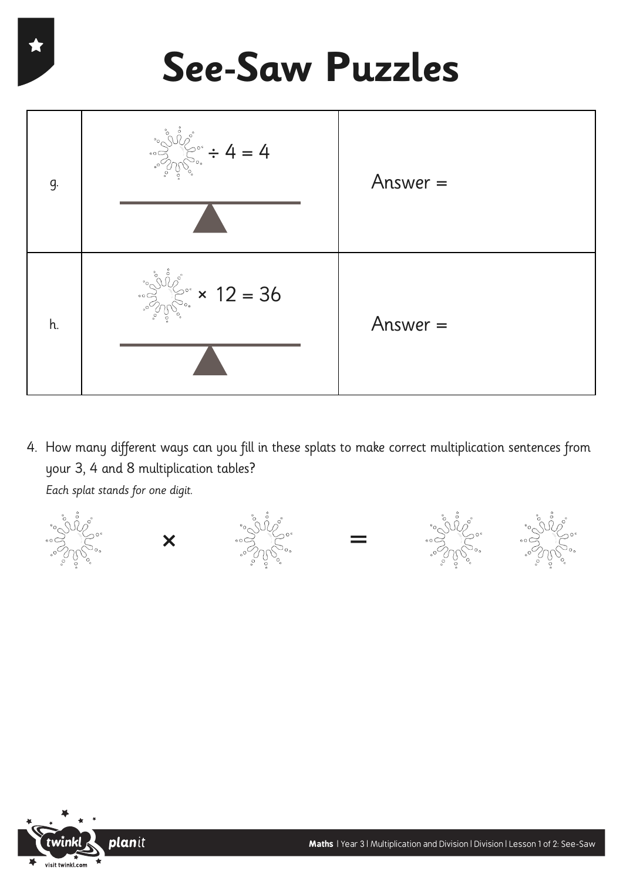# See-Saw Puzzles

| | | |
|---|---|---|
| g. | $\square \div 4 = 4$ | Answer = |
| h. | $\square \times 12 = 36$ | Answer = |

4. How many different ways can you fill in these splats to make correct multiplication sentences from your 3, 4 and 8 multiplication tables?

   *Each splat stands for one digit.*

$$\square \times \square = \square\square$$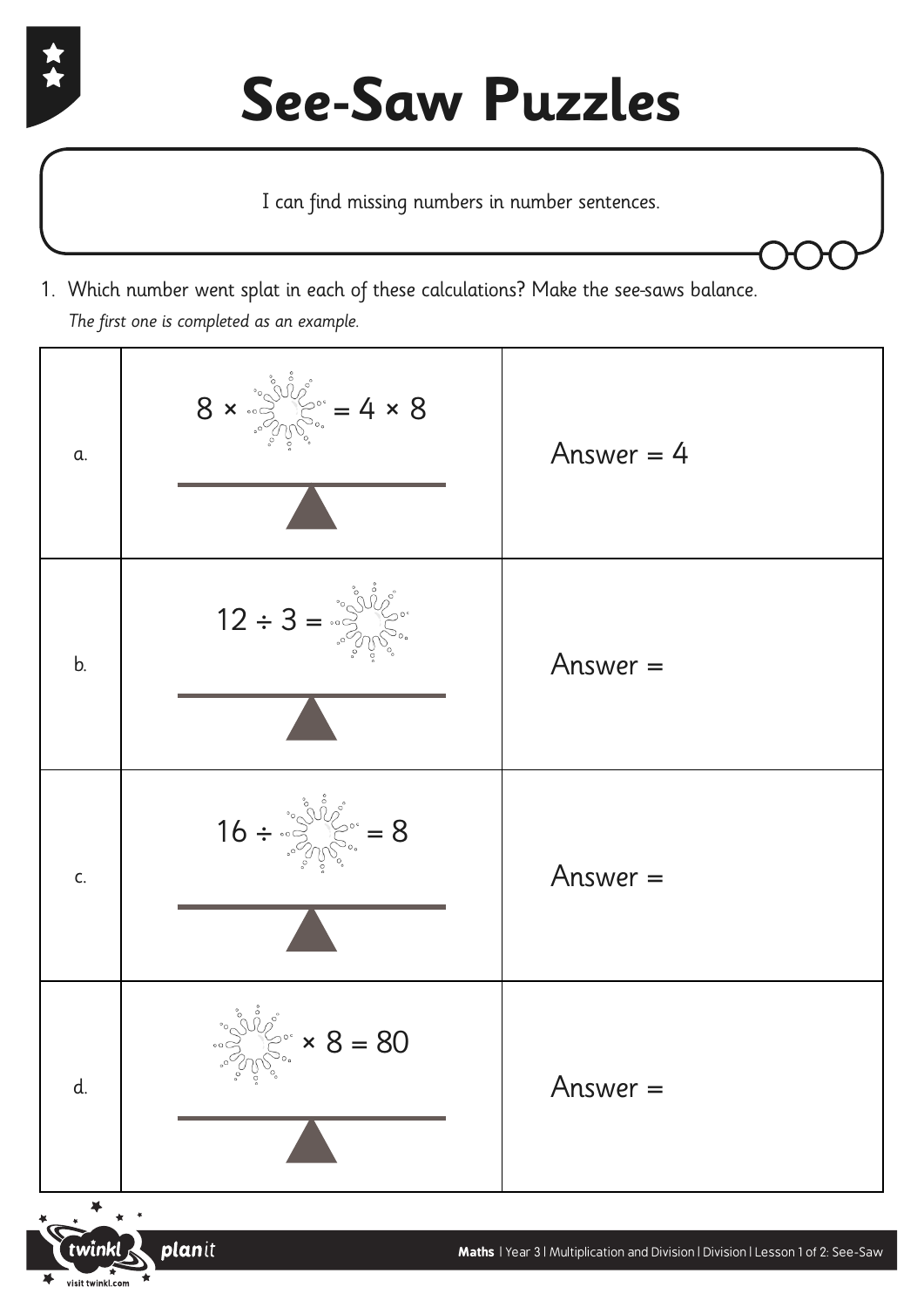# See-Saw Puzzles

I can find missing numbers in number sentences.

1. Which number went splat in each of these calculations? Make the see-saws balance.
   *The first one is completed as an example.*

| | | |
|---|---|---|
| a. | $8 \times$ ___ $= 4 \times 8$ | Answer = 4 |
| b. | $12 \div 3 =$ ___ | Answer = |
| c. | $16 \div$ ___ $= 8$ | Answer = |
| d. | ___ $\times 8 = 80$ | Answer = |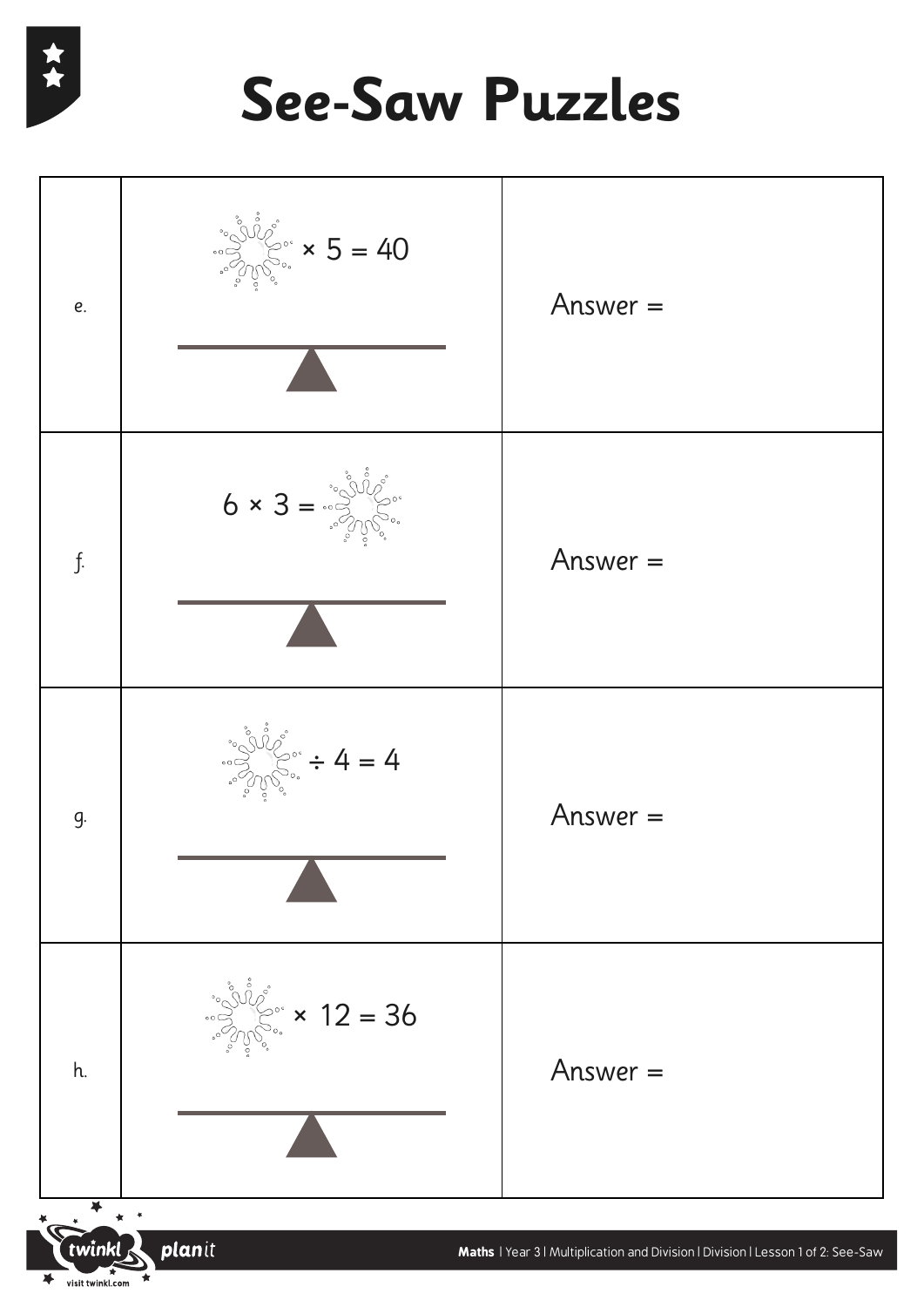# See-Saw Puzzles

| | | |
|---|---|---|
| e. | $\square \times 5 = 40$ | Answer = |
| f. | $6 \times 3 = \square$ | Answer = |
| g. | $\square \div 4 = 4$ | Answer = |
| h. | $\square \times 12 = 36$ | Answer = |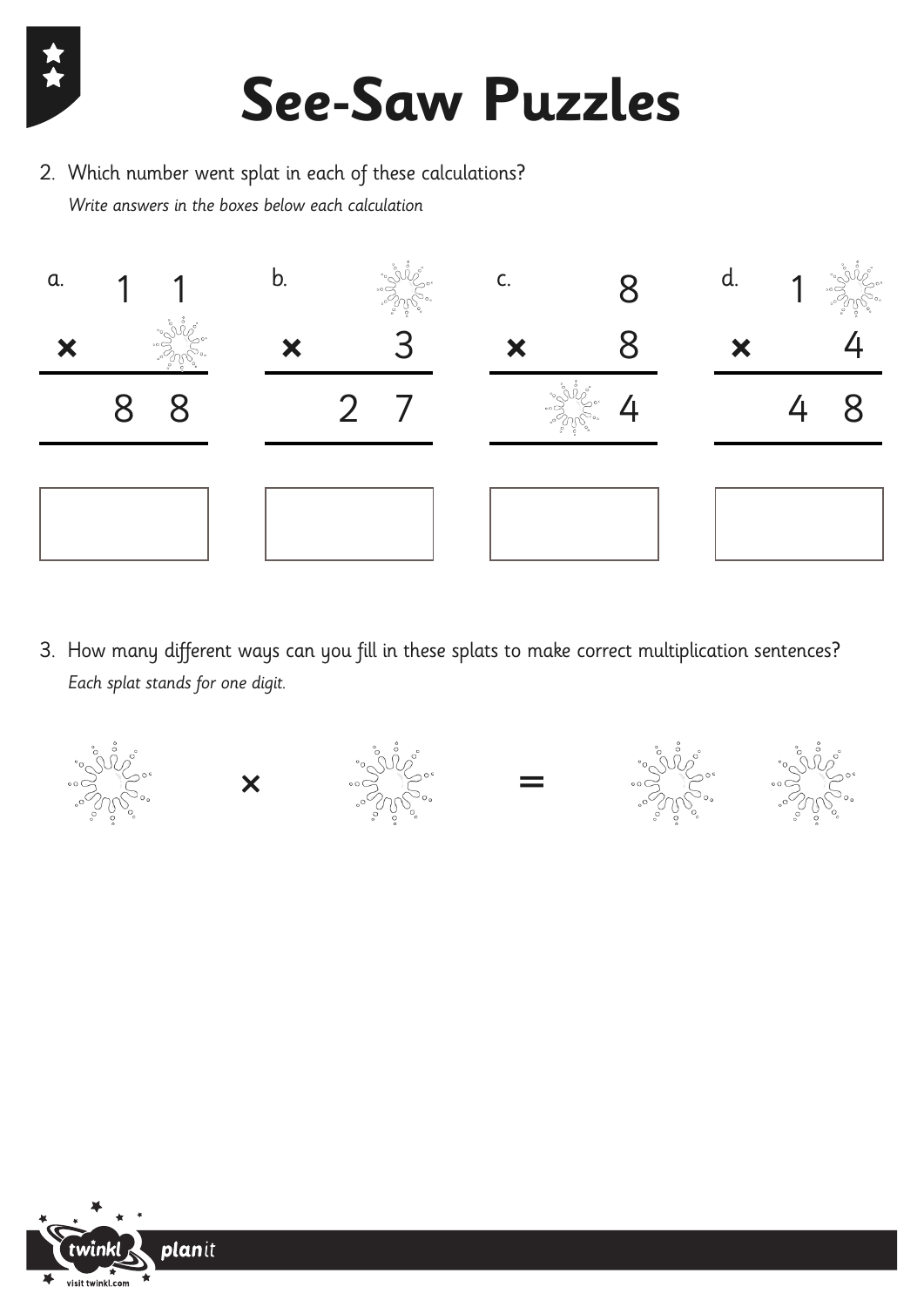# See-Saw Puzzles

2. Which number went splat in each of these calculations?
   *Write answers in the boxes below each calculation*

a.
```
    1 1
×     ✱
-------
    8 8
```

b.
```
      ✱
×     3
-------
    2 7
```

c.
```
      8
×     8
-------
    ✱ 4
```

d.
```
    1 ✱
×     4
-------
    4 8
```

3. How many different ways can you fill in these splats to make correct multiplication sentences?
   *Each splat stands for one digit.*

✱ × ✱ = ✱ ✱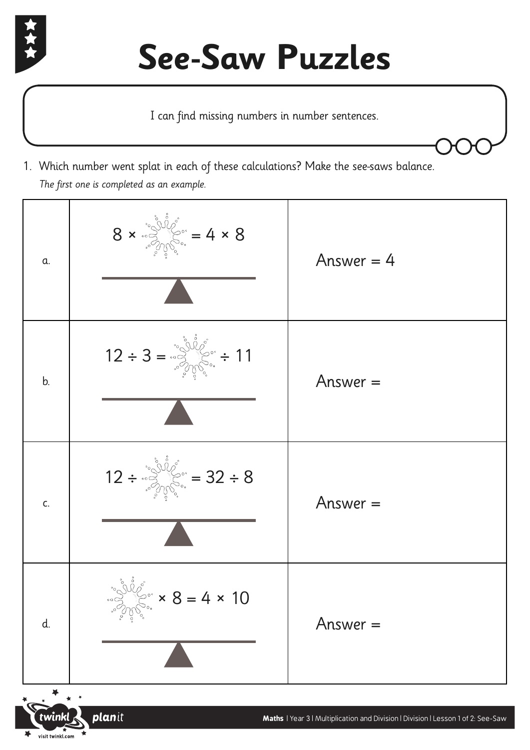# See-Saw Puzzles

I can find missing numbers in number sentences.

1. Which number went splat in each of these calculations? Make the see-saws balance.
   *The first one is completed as an example.*

| | | |
|---|---|---|
| a. | $8 \times \square = 4 \times 8$ | Answer = 4 |
| b. | $12 \div 3 = \square \div 11$ | Answer = |
| c. | $12 \div \square = 32 \div 8$ | Answer = |
| d. | $\square \times 8 = 4 \times 10$ | Answer = |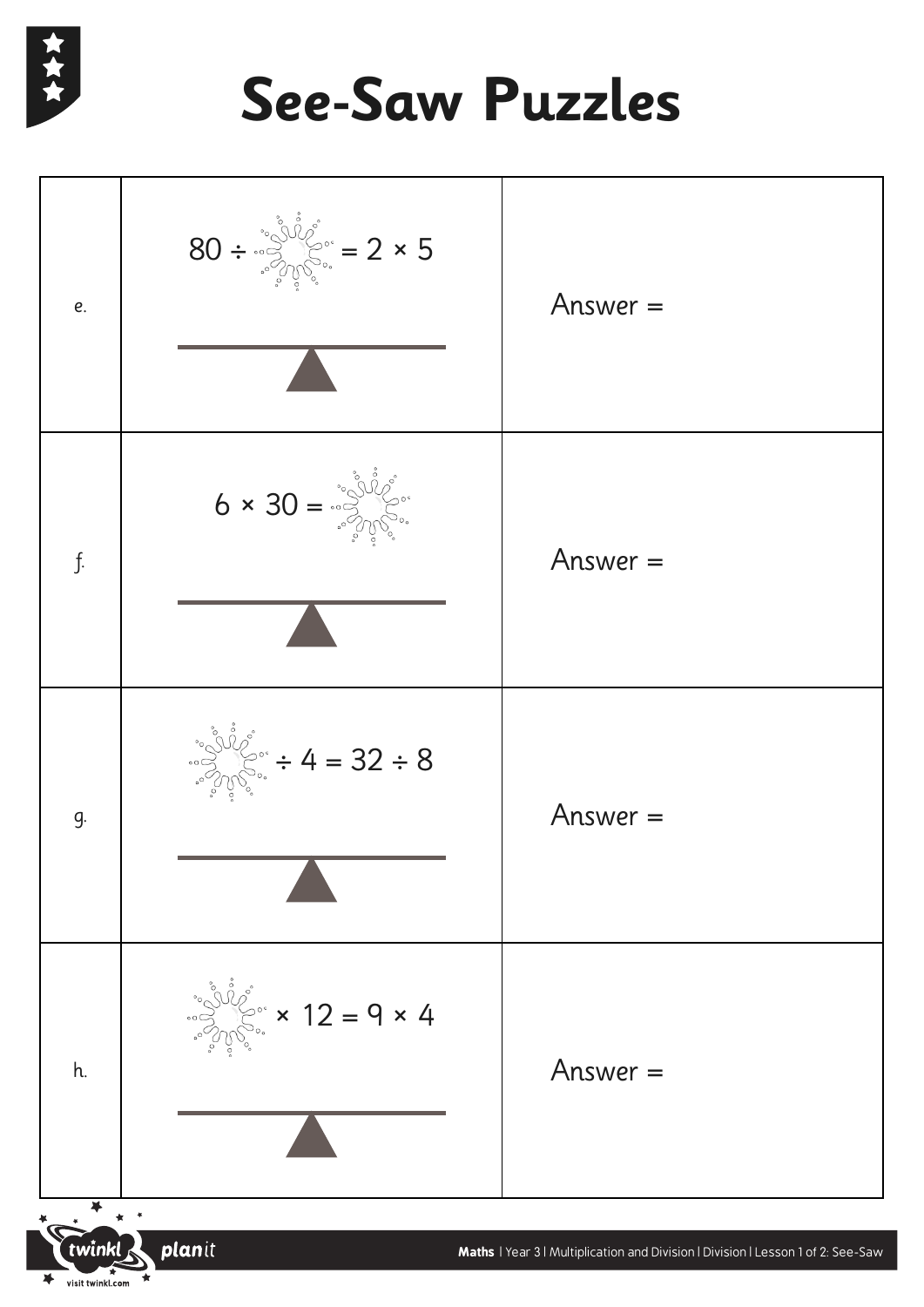# See-Saw Puzzles

| | | |
|---|---|---|
| e. | $80 \div$ ☼ $= 2 \times 5$ | Answer = |
| f. | $6 \times 30 =$ ☼ | Answer = |
| g. | ☼ $\div 4 = 32 \div 8$ | Answer = |
| h. | ☼ $\times 12 = 9 \times 4$ | Answer = |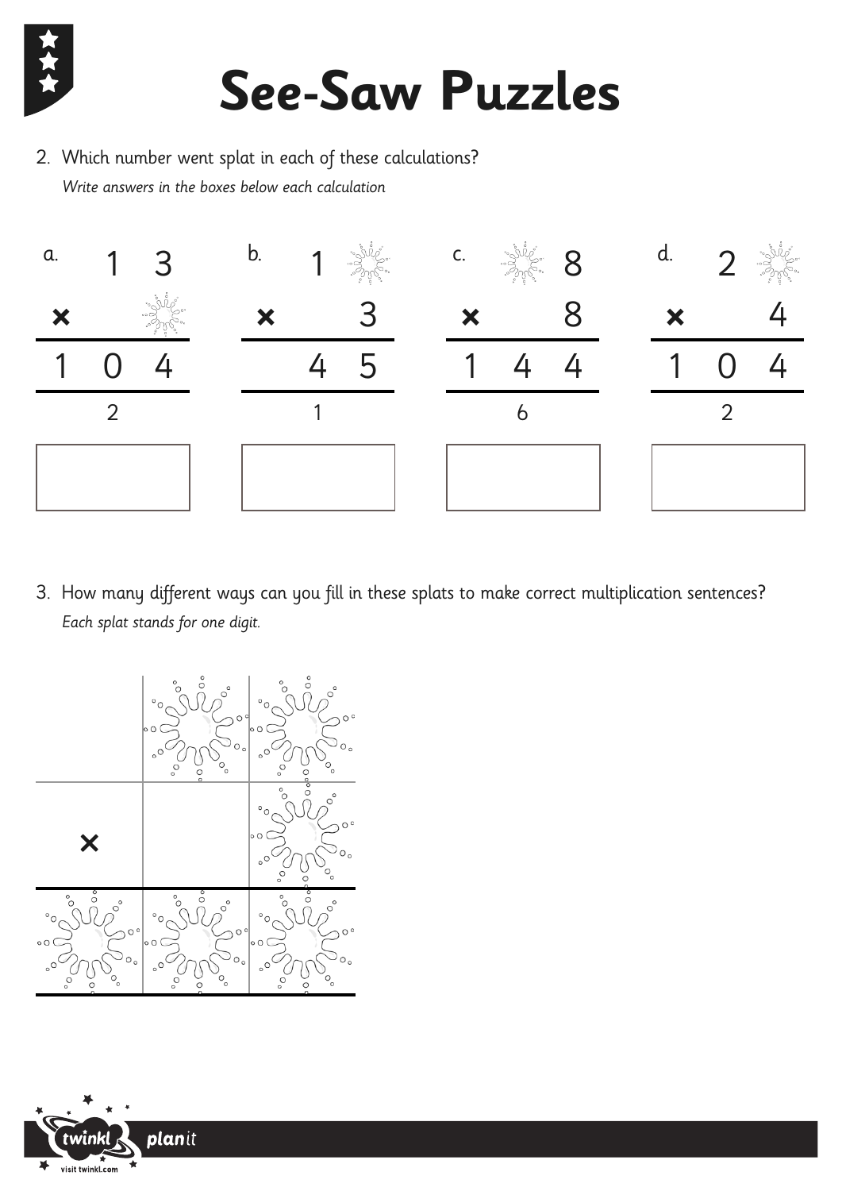# See-Saw Puzzles

2. Which number went splat in each of these calculations?
   *Write answers in the boxes below each calculation*

**a.**

|   | 1 | 3 |
|---|---|---|
| × |   | (splat) |
| 1 | 0 | 4 |
|   | 2 |   |

Answer: ☐

**b.**

|   | 1 | (splat) |
|---|---|---|
| × |   | 3 |
|   | 4 | 5 |
|   | 1 |   |

Answer: ☐

**c.**

|   | (splat) | 8 |
|---|---|---|
| × |   | 8 |
| 1 | 4 | 4 |
|   | 6 |   |

Answer: ☐

**d.**

|   | 2 | (splat) |
|---|---|---|
| × |   | 4 |
| 1 | 0 | 4 |
|   | 2 |   |

Answer: ☐

3. How many different ways can you fill in these splats to make correct multiplication sentences?
   *Each splat stands for one digit.*

|   | (splat) | (splat) |
|---|---|---|
| × |   | (splat) |
| (splat) | (splat) | (splat) |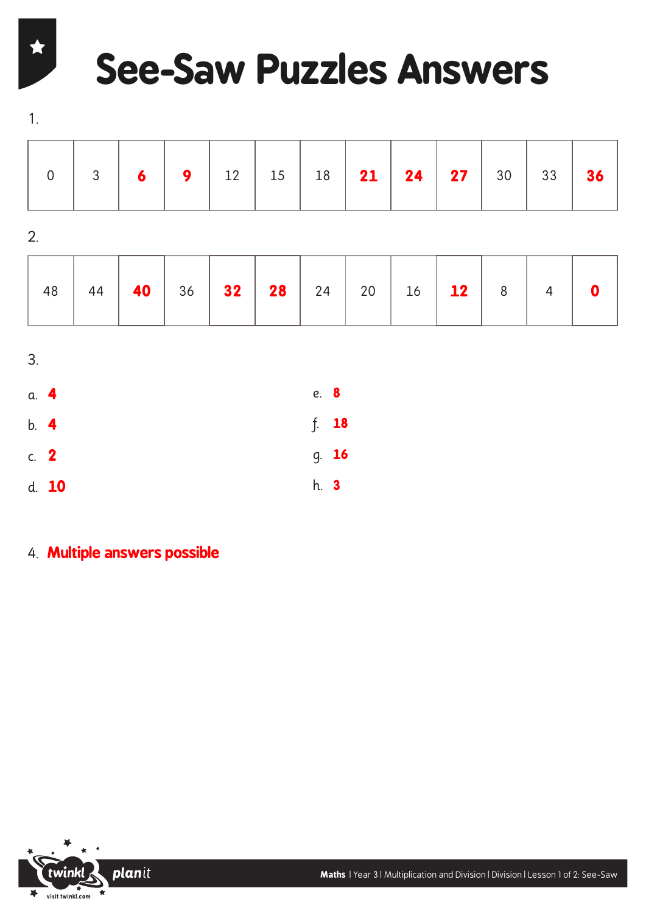# See-Saw Puzzles Answers

1.

| 0 | 3 | **6** | **9** | 12 | 15 | 18 | **21** | **24** | **27** | 30 | 33 | **36** |
|---|---|---|---|---|---|---|---|---|---|---|---|---|

2.

| 48 | 44 | **40** | 36 | **32** | **28** | 24 | 20 | 16 | **12** | 8 | 4 | **0** |
|---|---|---|---|---|---|---|---|---|---|---|---|---|

3.

a. **4**

b. **4**

c. **2**

d. **10**

e. **8**

f. **18**

g. **16**

h. **3**

4. **Multiple answers possible**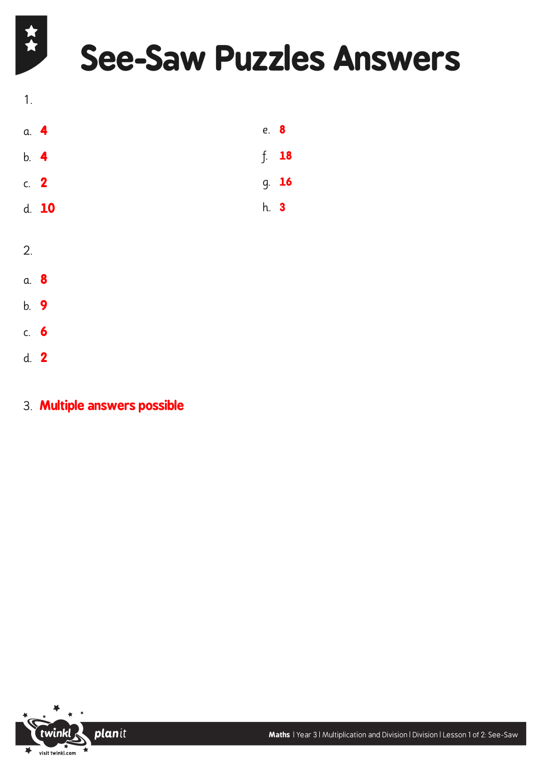# See-Saw Puzzles Answers

1.

a. **4**

b. **4**

c. **2**

d. **10**

e. **8**

f. **18**

g. **16**

h. **3**

2.

a. **8**

b. **9**

c. **6**

d. **2**

3. **Multiple answers possible**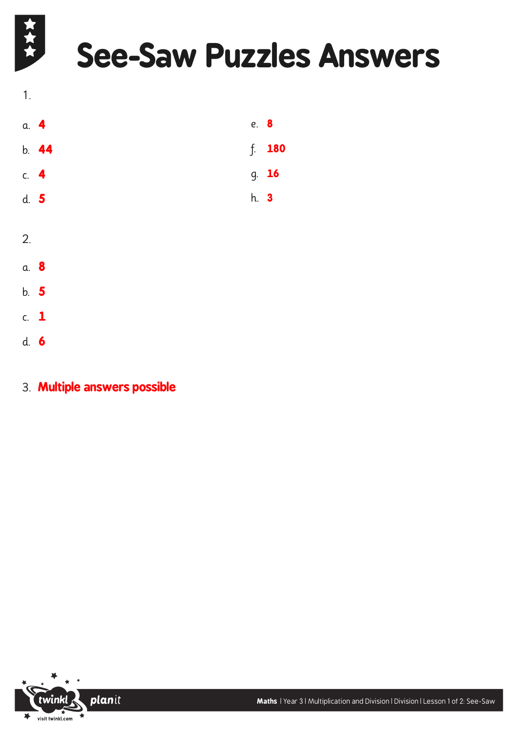# See-Saw Puzzles Answers

1.

a. **4**

b. **44**

c. **4**

d. **5**

e. **8**

f. **180**

g. **16**

h. **3**

2.

a. **8**

b. **5**

c. **1**

d. **6**

3. **Multiple answers possible**